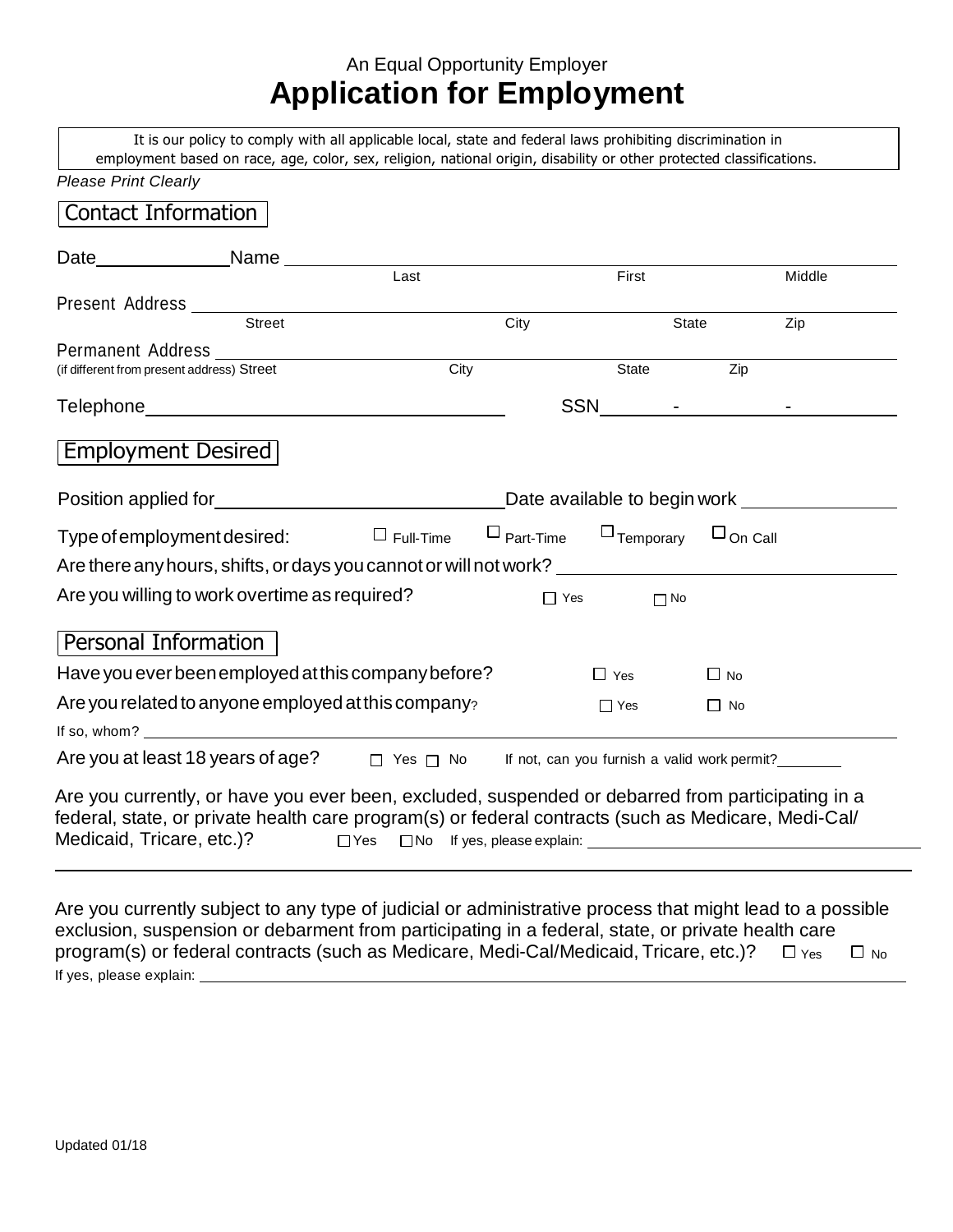An Equal Opportunity Employer

# Application for Employment

It is our policy to comply with all applicable local, state and federal laws prohibiting discrimination in employment based on race, age, color, sex, religion, national origin, disability or other protected classifications.

*Please Print Clearly*

## Contact Information

Date\_\_\_\_\_\_\_\_\_\_\_\_\_\_ Name \_\_\_\_\_\_\_\_\_\_\_\_\_\_\_\_\_\_\_\_\_\_\_\_\_\_\_\_\_\_\_\_\_\_\_\_\_\_\_\_\_\_\_\_\_\_\_\_\_\_\_\_\_\_\_\_
Last First Middle

Present Address \_\_\_\_\_\_\_\_\_\_\_\_\_\_\_\_\_\_\_\_\_\_\_\_\_\_\_\_\_\_\_\_\_\_\_\_\_\_\_\_\_\_\_\_\_\_\_\_\_\_\_\_\_\_\_\_\_\_\_\_\_\_\_\_
Street City State Zip

Permanent Address \_\_\_\_\_\_\_\_\_\_\_\_\_\_\_\_\_\_\_\_\_\_\_\_\_\_\_\_\_\_\_\_\_\_\_\_\_\_\_\_\_\_\_\_\_\_\_\_\_\_\_\_\_\_\_\_\_\_\_\_\_\_
(if different from present address) Street City State Zip

Telephone\_\_\_\_\_\_\_\_\_\_\_\_\_\_\_\_\_\_\_\_\_\_\_\_\_\_\_\_\_\_\_\_\_\_\_\_\_\_\_ SSN\_\_\_\_\_\_\_\_\_ - \_\_\_\_\_\_\_\_\_\_\_ - \_\_\_\_\_\_\_\_\_\_\_

## Employment Desired

Position applied for\_\_\_\_\_\_\_\_\_\_\_\_\_\_\_\_\_\_\_\_\_\_\_\_\_\_\_\_\_\_\_ Date available to begin work \_\_\_\_\_\_\_\_\_\_\_\_\_\_\_\_\_

Type of employment desired: ☐ Full-Time ☐ Part-Time ☐ Temporary ☐ On Call

Are there any hours, shifts, or days you cannot or will not work? \_\_\_\_\_\_\_\_\_\_\_\_\_\_\_\_\_\_\_\_\_\_\_\_\_\_\_\_\_\_\_\_\_\_\_\_

Are you willing to work overtime as required? ☐ Yes ☐ No

## Personal Information

Have you ever been employed at this company before? ☐ Yes ☐ No

Are you related to anyone employed at this company? ☐ Yes ☐ No

If so, whom? \_\_\_\_\_\_\_\_\_\_\_\_\_\_\_\_\_\_\_\_\_\_\_\_\_\_\_\_\_\_\_\_\_\_\_\_\_\_\_\_\_\_\_\_\_\_\_\_\_\_\_\_\_\_\_\_\_\_\_\_\_\_\_\_\_\_\_\_\_\_\_\_\_\_\_\_\_\_

Are you at least 18 years of age? ☐ Yes ☐ No If not, can you furnish a valid work permit?\_\_\_\_\_\_\_\_\_

Are you currently, or have you ever been, excluded, suspended or debarred from participating in a federal, state, or private health care program(s) or federal contracts (such as Medicare, Medi-Cal/ Medicaid, Tricare, etc.)? ☐ Yes ☐ No If yes, please explain: \_\_\_\_\_\_\_\_\_\_\_\_\_\_\_\_\_\_\_\_\_\_\_\_\_\_\_\_\_\_\_\_\_\_\_\_\_\_\_\_

\_\_\_\_\_\_\_\_\_\_\_\_\_\_\_\_\_\_\_\_\_\_\_\_\_\_\_\_\_\_\_\_\_\_\_\_\_\_\_\_\_\_\_\_\_\_\_\_\_\_\_\_\_\_\_\_\_\_\_\_\_\_\_\_\_\_\_\_\_\_\_\_\_\_\_\_\_\_\_\_\_\_\_\_\_\_\_\_\_

Are you currently subject to any type of judicial or administrative process that might lead to a possible exclusion, suspension or debarment from participating in a federal, state, or private health care program(s) or federal contracts (such as Medicare, Medi-Cal/Medicaid, Tricare, etc.)? ☐ Yes ☐ No

If yes, please explain: \_\_\_\_\_\_\_\_\_\_\_\_\_\_\_\_\_\_\_\_\_\_\_\_\_\_\_\_\_\_\_\_\_\_\_\_\_\_\_\_\_\_\_\_\_\_\_\_\_\_\_\_\_\_\_\_\_\_\_\_\_\_\_\_\_\_\_\_\_\_\_\_\_\_\_\_\_

Updated 01/18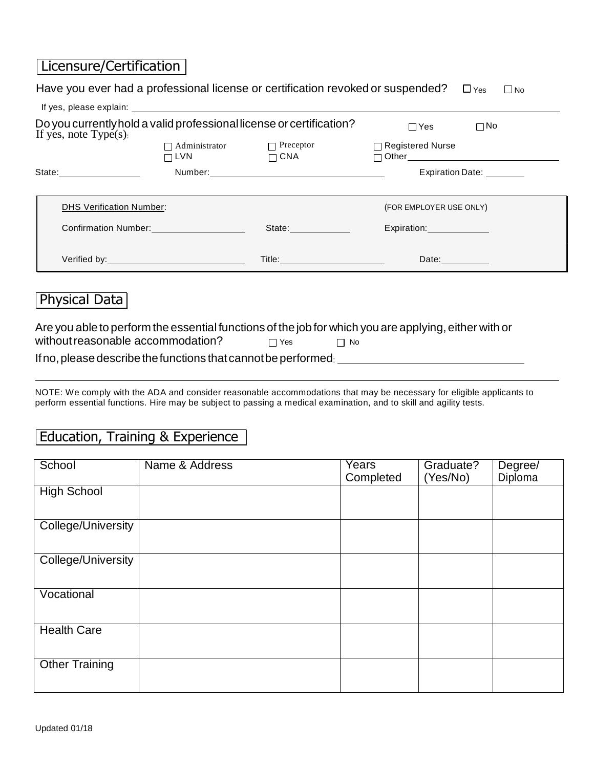## Licensure/Certification

Have you ever had a professional license or certification revoked or suspended? ☐ Yes ☐ No

If yes, please explain: ______________________________________________________________

Do you currently hold a valid professional license or certification? ☐ Yes ☐ No

If yes, note Type(s):

☐ Administrator ☐ Preceptor ☐ Registered Nurse
☐ LVN ☐ CNA ☐ Other______________________

State:______________ Number:______________________________ Expiration Date: ________

DHS Verification Number: (FOR EMPLOYER USE ONLY)

Confirmation Number:________________ State:__________ Expiration:___________

Verified by:______________________ Title:__________________ Date:_________

## Physical Data

Are you able to perform the essential functions of the job for which you are applying, either with or without reasonable accommodation? ☐ Yes ☐ No

If no, please describe the functions that cannot be performed: ______________________________

NOTE: We comply with the ADA and consider reasonable accommodations that may be necessary for eligible applicants to perform essential functions. Hire may be subject to passing a medical examination, and to skill and agility tests.

## Education, Training & Experience

| School | Name & Address | Years Completed | Graduate? (Yes/No) | Degree/ Diploma |
|---|---|---|---|---|
| High School | | | | |
| College/University | | | | |
| College/University | | | | |
| Vocational | | | | |
| Health Care | | | | |
| Other Training | | | | |

Updated 01/18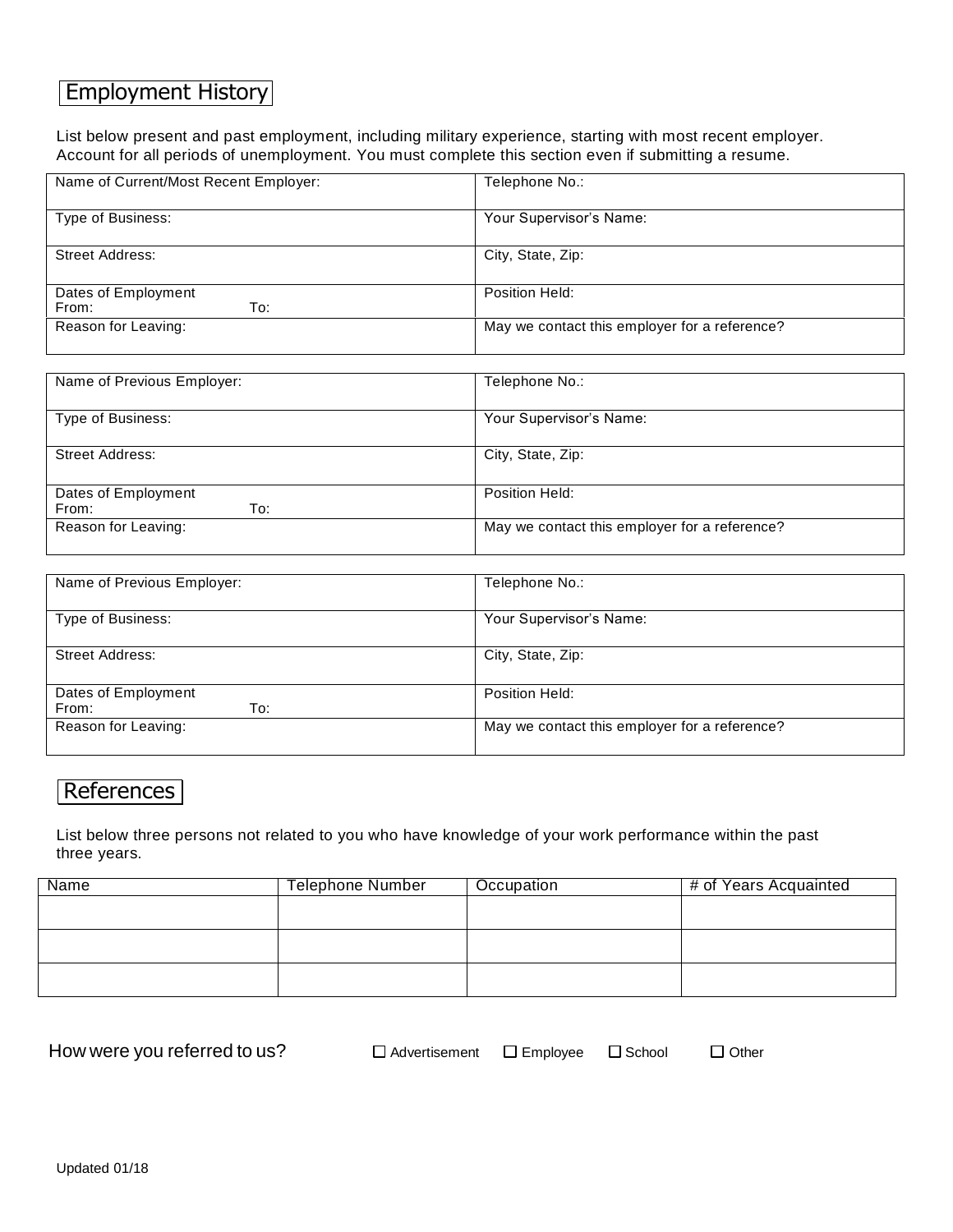## Employment History

List below present and past employment, including military experience, starting with most recent employer. Account for all periods of unemployment. You must complete this section even if submitting a resume.

| | |
|---|---|
| Name of Current/Most Recent Employer: | Telephone No.: |
| Type of Business: | Your Supervisor's Name: |
| Street Address: | City, State, Zip: |
| Dates of Employment<br>From: To: | Position Held: |
| Reason for Leaving: | May we contact this employer for a reference? |

| | |
|---|---|
| Name of Previous Employer: | Telephone No.: |
| Type of Business: | Your Supervisor's Name: |
| Street Address: | City, State, Zip: |
| Dates of Employment<br>From: To: | Position Held: |
| Reason for Leaving: | May we contact this employer for a reference? |

| | |
|---|---|
| Name of Previous Employer: | Telephone No.: |
| Type of Business: | Your Supervisor's Name: |
| Street Address: | City, State, Zip: |
| Dates of Employment<br>From: To: | Position Held: |
| Reason for Leaving: | May we contact this employer for a reference? |

## References

List below three persons not related to you who have knowledge of your work performance within the past three years.

| Name | Telephone Number | Occupation | # of Years Acquainted |
|---|---|---|---|
| | | | |
| | | | |
| | | | |

How were you referred to us? ☐ Advertisement ☐ Employee ☐ School ☐ Other

Updated 01/18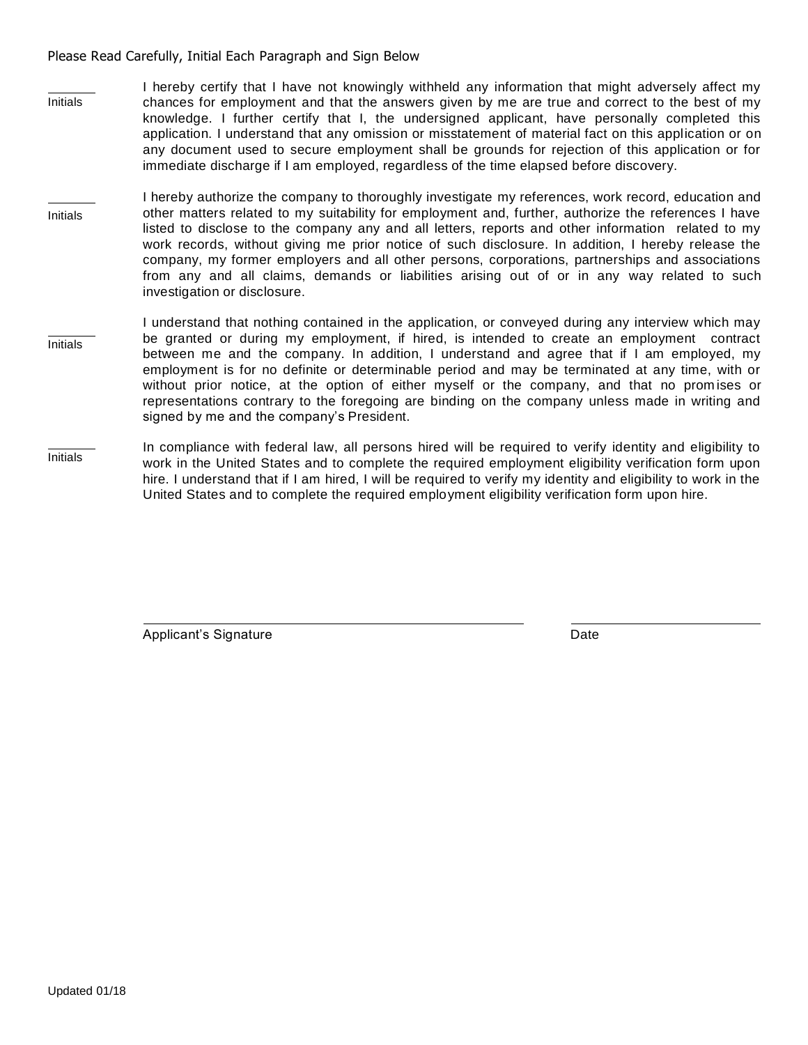Please Read Carefully, Initial Each Paragraph and Sign Below

_______ Initials

I hereby certify that I have not knowingly withheld any information that might adversely affect my chances for employment and that the answers given by me are true and correct to the best of my knowledge. I further certify that I, the undersigned applicant, have personally completed this application. I understand that any omission or misstatement of material fact on this application or on any document used to secure employment shall be grounds for rejection of this application or for immediate discharge if I am employed, regardless of the time elapsed before discovery.

_______ Initials

I hereby authorize the company to thoroughly investigate my references, work record, education and other matters related to my suitability for employment and, further, authorize the references I have listed to disclose to the company any and all letters, reports and other information related to my work records, without giving me prior notice of such disclosure. In addition, I hereby release the company, my former employers and all other persons, corporations, partnerships and associations from any and all claims, demands or liabilities arising out of or in any way related to such investigation or disclosure.

_______ Initials

I understand that nothing contained in the application, or conveyed during any interview which may be granted or during my employment, if hired, is intended to create an employment contract between me and the company. In addition, I understand and agree that if I am employed, my employment is for no definite or determinable period and may be terminated at any time, with or without prior notice, at the option of either myself or the company, and that no promises or representations contrary to the foregoing are binding on the company unless made in writing and signed by me and the company's President.

_______ Initials

In compliance with federal law, all persons hired will be required to verify identity and eligibility to work in the United States and to complete the required employment eligibility verification form upon hire. I understand that if I am hired, I will be required to verify my identity and eligibility to work in the United States and to complete the required employment eligibility verification form upon hire.

_________________________________________ _____________________

Applicant's Signature Date

Updated 01/18